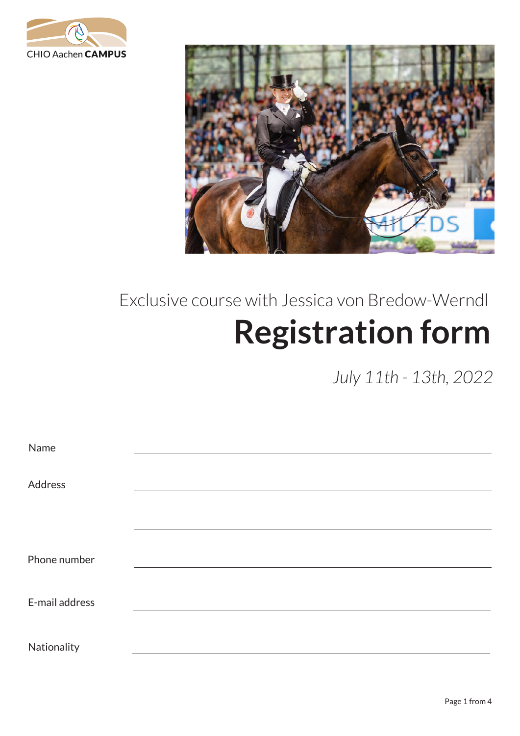CHIO Aachen **CAMPUS**

Exclusive course with Jessica von Bredow-Werndl

# Registration form

*July 11th - 13th, 2022*

Name \_\_\_\_\_\_\_\_\_\_\_\_\_\_\_\_\_\_\_\_\_\_\_\_\_\_\_\_\_\_\_\_\_\_\_\_\_\_\_\_

Address \_\_\_\_\_\_\_\_\_\_\_\_\_\_\_\_\_\_\_\_\_\_\_\_\_\_\_\_\_\_\_\_\_\_\_\_\_\_\_\_

\_\_\_\_\_\_\_\_\_\_\_\_\_\_\_\_\_\_\_\_\_\_\_\_\_\_\_\_\_\_\_\_\_\_\_\_\_\_\_\_

Phone number \_\_\_\_\_\_\_\_\_\_\_\_\_\_\_\_\_\_\_\_\_\_\_\_\_\_\_\_\_\_\_\_\_\_\_\_\_\_\_\_

E-mail address \_\_\_\_\_\_\_\_\_\_\_\_\_\_\_\_\_\_\_\_\_\_\_\_\_\_\_\_\_\_\_\_\_\_\_\_\_\_\_\_

Nationality \_\_\_\_\_\_\_\_\_\_\_\_\_\_\_\_\_\_\_\_\_\_\_\_\_\_\_\_\_\_\_\_\_\_\_\_\_\_\_\_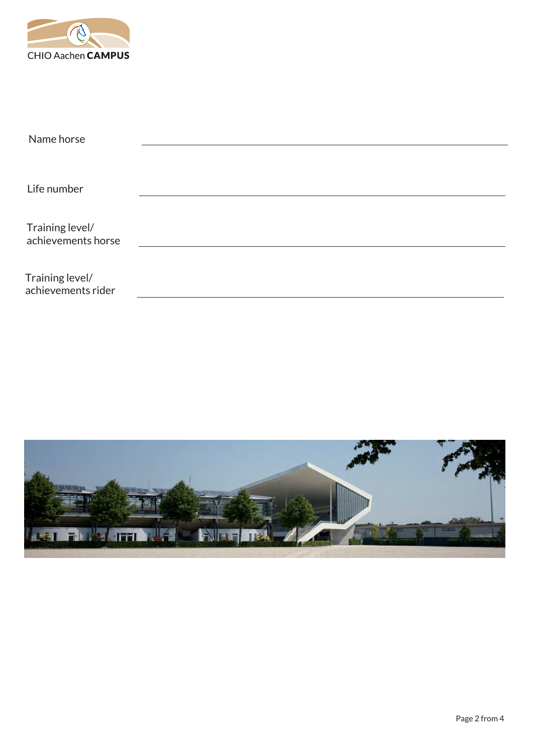CHIO Aachen **CAMPUS**

Name horse \_\_\_\_\_\_\_\_\_\_\_\_\_\_\_\_\_\_\_\_\_\_\_\_\_\_\_\_\_\_\_\_\_\_\_\_\_\_\_\_

Life number \_\_\_\_\_\_\_\_\_\_\_\_\_\_\_\_\_\_\_\_\_\_\_\_\_\_\_\_\_\_\_\_\_\_\_\_\_\_\_\_

Training level/ achievements horse \_\_\_\_\_\_\_\_\_\_\_\_\_\_\_\_\_\_\_\_\_\_\_\_\_\_\_\_\_\_\_\_\_\_\_\_\_\_\_\_

Training level/ achievements rider \_\_\_\_\_\_\_\_\_\_\_\_\_\_\_\_\_\_\_\_\_\_\_\_\_\_\_\_\_\_\_\_\_\_\_\_\_\_\_\_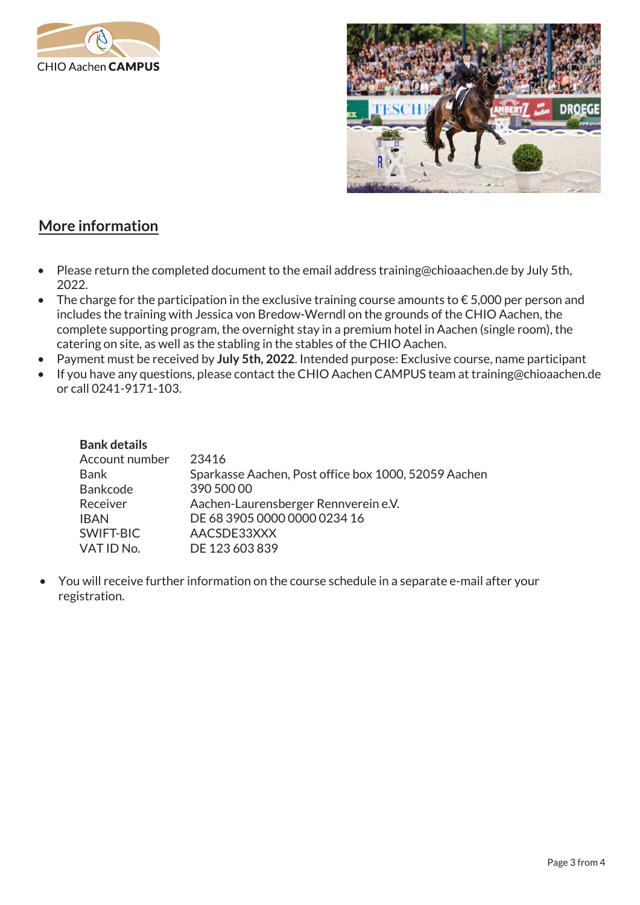## More information

- Please return the completed document to the email address training@chioaachen.de by July 5th, 2022.
- The charge for the participation in the exclusive training course amounts to € 5,000 per person and includes the training with Jessica von Bredow-Werndl on the grounds of the CHIO Aachen, the complete supporting program, the overnight stay in a premium hotel in Aachen (single room), the catering on site, as well as the stabling in the stables of the CHIO Aachen.
- Payment must be received by **July 5th, 2022**. Intended purpose: Exclusive course, name participant
- If you have any questions, please contact the CHIO Aachen CAMPUS team at training@chioaachen.de or call 0241-9171-103.

| **Bank details** | |
|---|---|
| Account number | 23416 |
| Bank | Sparkasse Aachen, Post office box 1000, 52059 Aachen |
| Bankcode | 390 500 00 |
| Receiver | Aachen-Laurensberger Rennverein e.V. |
| IBAN | DE 68 3905 0000 0000 0234 16 |
| SWIFT-BIC | AACSDE33XXX |
| VAT ID No. | DE 123 603 839 |

- You will receive further information on the course schedule in a separate e-mail after your registration.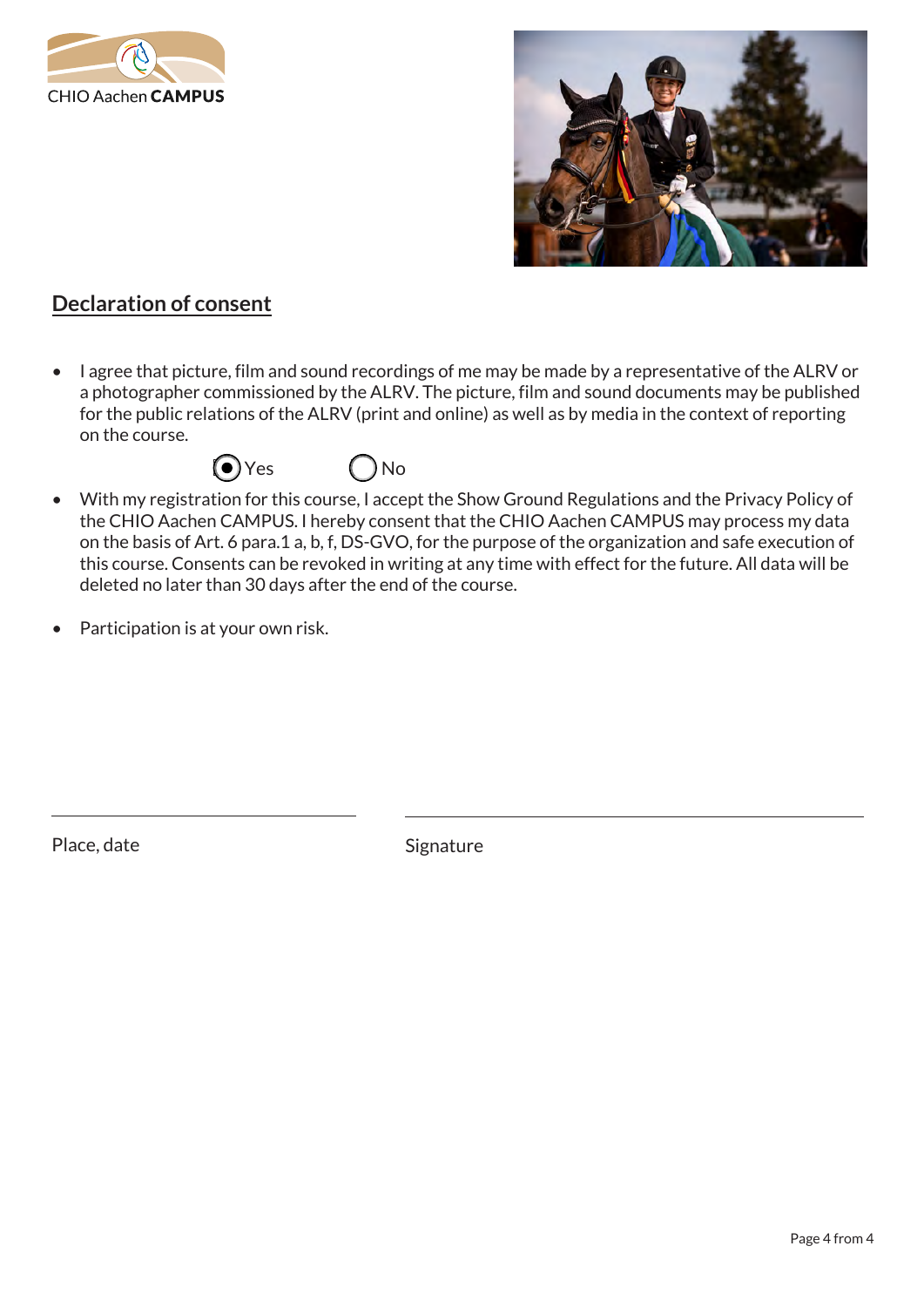## Declaration of consent

- I agree that picture, film and sound recordings of me may be made by a representative of the ALRV or a photographer commissioned by the ALRV. The picture, film and sound documents may be published for the public relations of the ALRV (print and online) as well as by media in the context of reporting on the course.

  (●) Yes ( ) No

- With my registration for this course, I accept the Show Ground Regulations and the Privacy Policy of the CHIO Aachen CAMPUS. I hereby consent that the CHIO Aachen CAMPUS may process my data on the basis of Art. 6 para.1 a, b, f, DS-GVO, for the purpose of the organization and safe execution of this course. Consents can be revoked in writing at any time with effect for the future. All data will be deleted no later than 30 days after the end of the course.

- Participation is at your own risk.

\_\_\_\_\_\_\_\_\_\_\_\_\_\_\_\_\_\_\_\_\_\_\_\_ \_\_\_\_\_\_\_\_\_\_\_\_\_\_\_\_\_\_\_\_\_\_\_\_\_\_\_\_\_\_\_\_

Place, date Signature